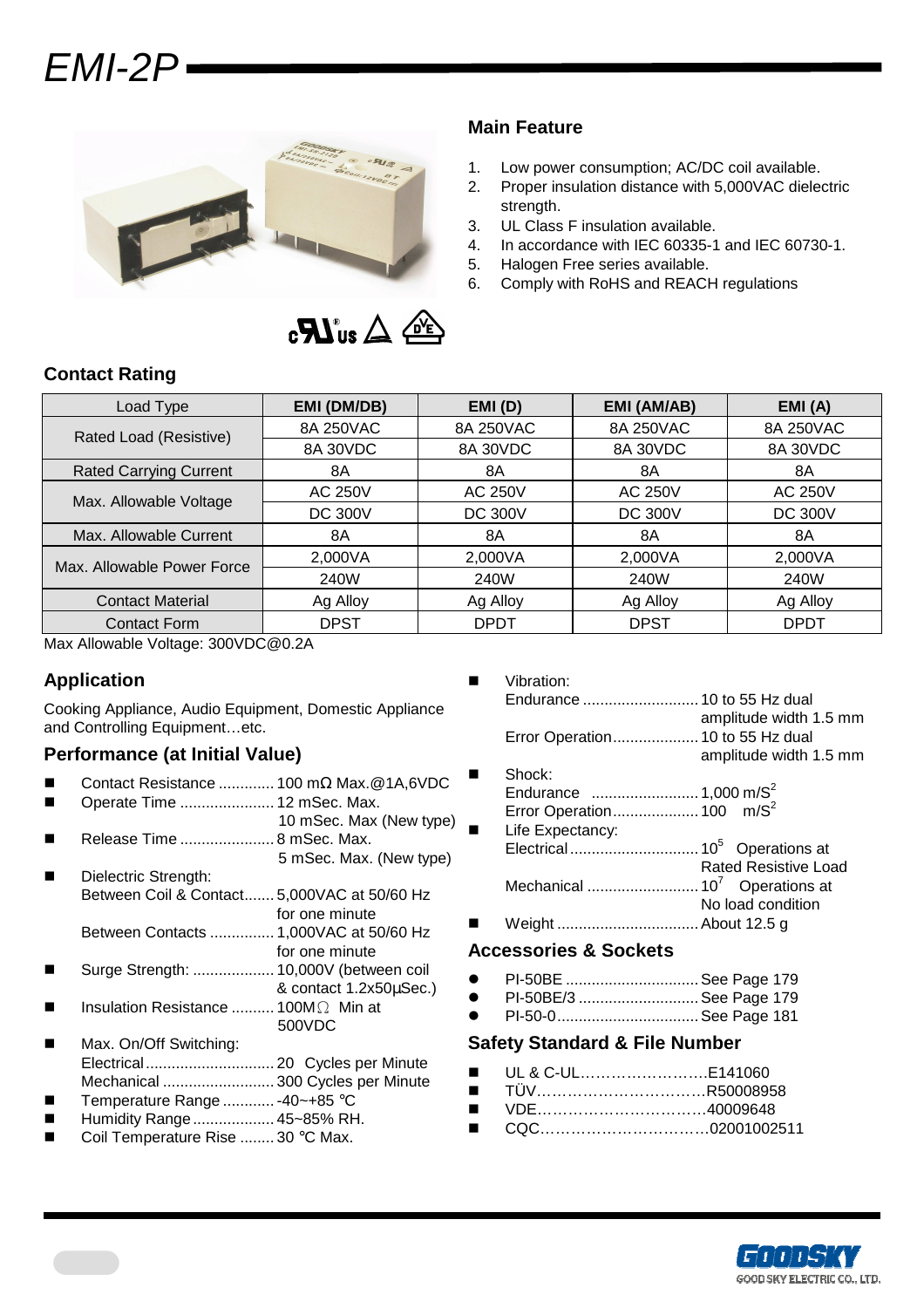# EMI-2P

## Main Feature

1. Low power consumption; AC/DC coil available.
2. Proper insulation distance with 5,000VAC dielectric strength.
3. UL Class F insulation available.
4. In accordance with IEC 60335-1 and IEC 60730-1.
5. Halogen Free series available.
6. Comply with RoHS and REACH regulations

## Contact Rating

| Load Type | EMI (DM/DB) | EMI (D) | EMI (AM/AB) | EMI (A) |
|---|---|---|---|---|
| Rated Load (Resistive) | 8A 250VAC | 8A 250VAC | 8A 250VAC | 8A 250VAC |
| | 8A 30VDC | 8A 30VDC | 8A 30VDC | 8A 30VDC |
| Rated Carrying Current | 8A | 8A | 8A | 8A |
| Max. Allowable Voltage | AC 250V | AC 250V | AC 250V | AC 250V |
| | DC 300V | DC 300V | DC 300V | DC 300V |
| Max. Allowable Current | 8A | 8A | 8A | 8A |
| Max. Allowable Power Force | 2,000VA | 2,000VA | 2,000VA | 2,000VA |
| | 240W | 240W | 240W | 240W |
| Contact Material | Ag Alloy | Ag Alloy | Ag Alloy | Ag Alloy |
| Contact Form | DPST | DPDT | DPST | DPDT |

Max Allowable Voltage: 300VDC@0.2A

## Application

Cooking Appliance, Audio Equipment, Domestic Appliance and Controlling Equipment…etc.

## Performance (at Initial Value)

- Contact Resistance ............. 100 mΩ Max.@1A,6VDC
- Operate Time ...................... 12 mSec. Max.
  10 mSec. Max (New type)
- Release Time ...................... 8 mSec. Max.
  5 mSec. Max. (New type)
- Dielectric Strength:
  Between Coil & Contact....... 5,000VAC at 50/60 Hz for one minute
  Between Contacts ............... 1,000VAC at 50/60 Hz for one minute
- Surge Strength: ................... 10,000V (between coil & contact 1.2x50µSec.)
- Insulation Resistance .......... 100MΩ Min at 500VDC
- Max. On/Off Switching:
  Electrical.............................. 20 Cycles per Minute
  Mechanical .......................... 300 Cycles per Minute
- Temperature Range ............ -40~+85 ℃
- Humidity Range ................... 45~85% RH.
- Coil Temperature Rise ........ 30 ℃ Max.
- Vibration:
  Endurance ........................... 10 to 55 Hz dual amplitude width 1.5 mm
  Error Operation.................... 10 to 55 Hz dual amplitude width 1.5 mm
- Shock:
  Endurance ......................... 1,000 $m/S^2$
  Error Operation.................... 100 $m/S^2$
- Life Expectancy:
  Electrical .............................. $10^5$ Operations at Rated Resistive Load
  Mechanical .......................... $10^7$ Operations at No load condition
- Weight ................................. About 12.5 g

## Accessories & Sockets

- PI-50BE ............................... See Page 179
- PI-50BE/3 ............................ See Page 179
- PI-50-0................................. See Page 181

## Safety Standard & File Number

- UL & C-UL……………………..E141060
- TÜV……………………………R50008958
- VDE……………………………40009648
- CQC……………………………02001002511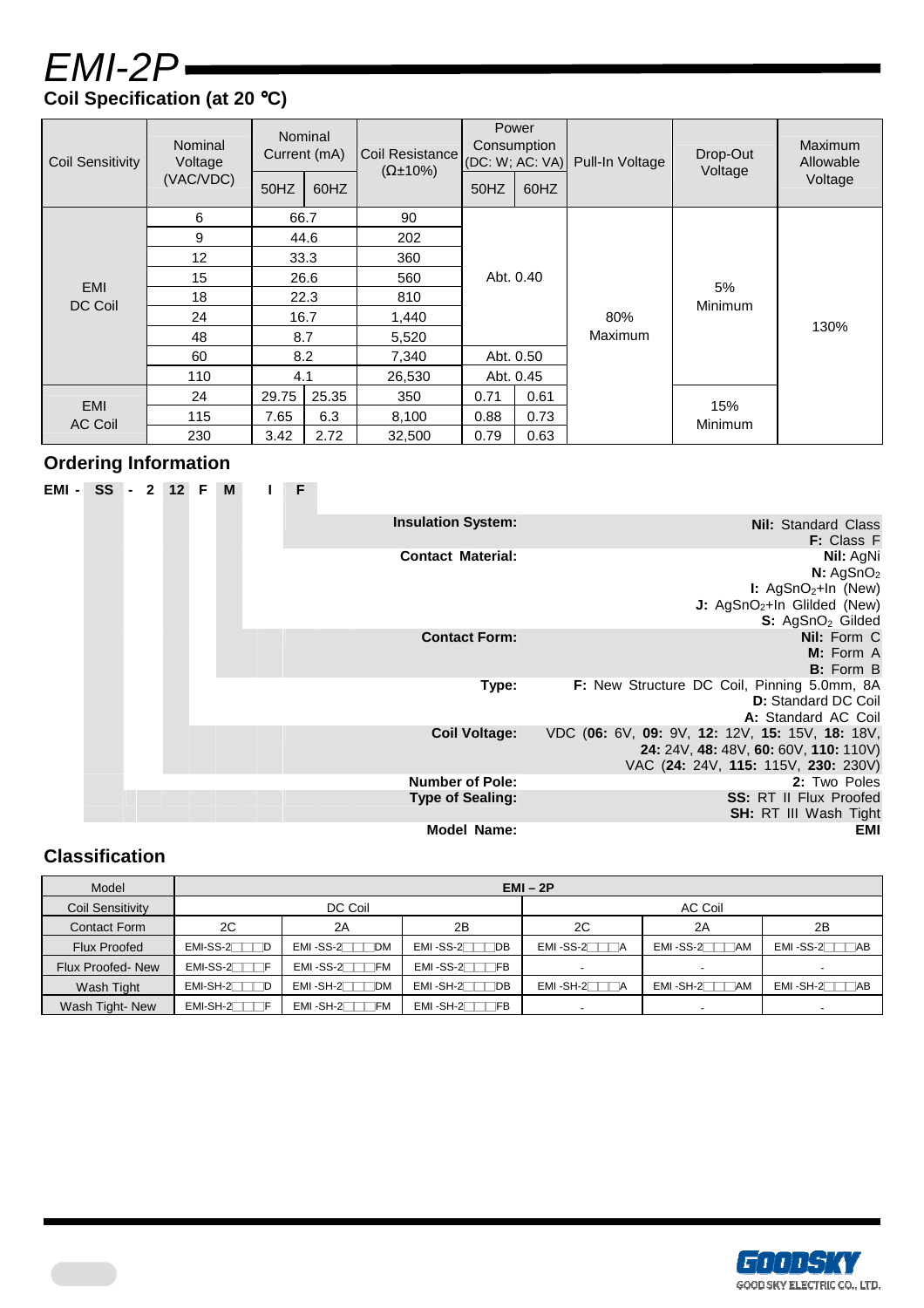# EMI-2P

## Coil Specification (at 20 ℃)

| Coil Sensitivity | Nominal Voltage (VAC/VDC) | Nominal Current (mA) | | Coil Resistance (Ω±10%) | Power Consumption (DC: W; AC: VA) | | Pull-In Voltage | Drop-Out Voltage | Maximum Allowable Voltage |
|---|---|---|---|---|---|---|---|---|---|
| | | 50HZ | 60HZ | | 50HZ | 60HZ | | | |
| EMI DC Coil | 6 | 66.7 | | 90 | Abt. 0.40 | | 80% Maximum | 5% Minimum | 130% |
| | 9 | 44.6 | | 202 | | | | | |
| | 12 | 33.3 | | 360 | | | | | |
| | 15 | 26.6 | | 560 | | | | | |
| | 18 | 22.3 | | 810 | | | | | |
| | 24 | 16.7 | | 1,440 | | | | | |
| | 48 | 8.7 | | 5,520 | | | | | |
| | 60 | 8.2 | | 7,340 | Abt. 0.50 | | | | |
| | 110 | 4.1 | | 26,530 | Abt. 0.45 | | | | |
| EMI AC Coil | 24 | 29.75 | 25.35 | 350 | 0.71 | 0.61 | | 15% Minimum | |
| | 115 | 7.65 | 6.3 | 8,100 | 0.88 | 0.73 | | | |
| | 230 | 3.42 | 2.72 | 32,500 | 0.79 | 0.63 | | | |

## Ordering Information

**EMI - SS - 2 12 F M I F**

| | |
|---|---|
| **Insulation System:** | **Nil:** Standard Class<br>**F:** Class F |
| **Contact Material:** | **Nil:** AgNi<br>**N:** $AgSnO_2$<br>**I:** $AgSnO_2$+In (New)<br>**J:** $AgSnO_2$+In Glilded (New)<br>**S:** $AgSnO_2$ Gilded |
| **Contact Form:** | **Nil:** Form C<br>**M:** Form A<br>**B:** Form B |
| **Type:** | **F:** New Structure DC Coil, Pinning 5.0mm, 8A<br>**D:** Standard DC Coil<br>**A:** Standard AC Coil |
| **Coil Voltage:** | VDC (**06:** 6V, **09:** 9V, **12:** 12V, **15:** 15V, **18:** 18V, **24:** 24V, **48:** 48V, **60:** 60V, **110:** 110V)<br>VAC (**24:** 24V, **115:** 115V, **230:** 230V) |
| **Number of Pole:** | **2:** Two Poles |
| **Type of Sealing:** | **SS:** RT II Flux Proofed<br>**SH:** RT III Wash Tight |
| **Model Name:** | **EMI** |

## Classification

| Model | EMI – 2P | | | | | |
|---|---|---|---|---|---|---|
| Coil Sensitivity | DC Coil | | | AC Coil | | |
| Contact Form | 2C | 2A | 2B | 2C | 2A | 2B |
| Flux Proofed | EMI-SS-2□□□D | EMI -SS-2□□□DM | EMI -SS-2□□□DB | EMI -SS-2□□□A | EMI -SS-2□□□AM | EMI -SS-2□□□AB |
| Flux Proofed- New | EMI-SS-2□□□F | EMI -SS-2□□□FM | EMI -SS-2□□□FB | - | - | - |
| Wash Tight | EMI-SH-2□□□D | EMI -SH-2□□□DM | EMI -SH-2□□□DB | EMI -SH-2□□□A | EMI -SH-2□□□AM | EMI -SH-2□□□AB |
| Wash Tight- New | EMI-SH-2□□□F | EMI -SH-2□□□FM | EMI -SH-2□□□FB | - | - | - |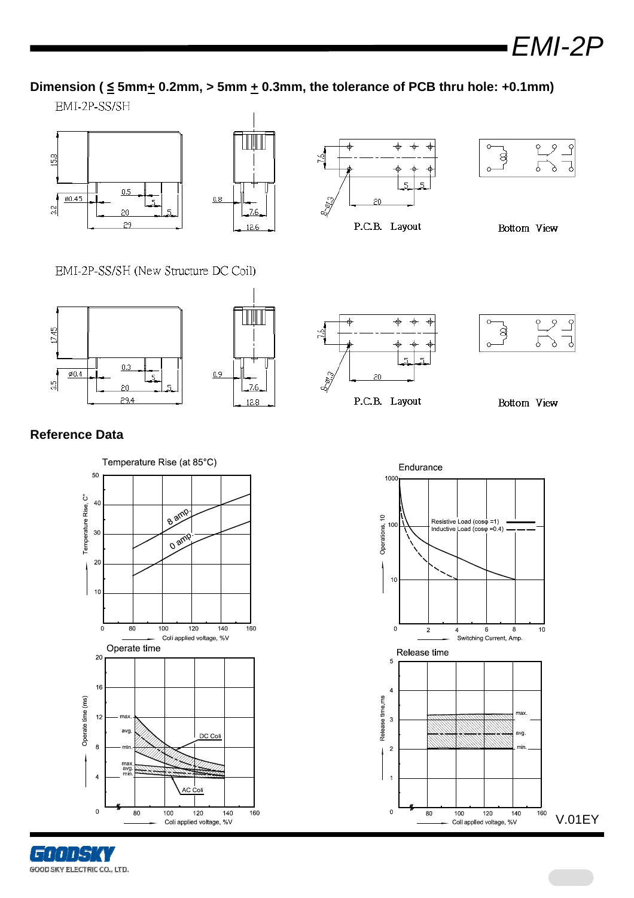# EMI-2P

## Dimension ( ≤ 5mm± 0.2mm, > 5mm ± 0.3mm, the tolerance of PCB thru hole: +0.1mm)

EMI-2P-SS/SH

15.8
3.2
ø0.45
0.5
5
20
5
29
0.8
7.6
12.6
7.6
8-ø1.3
5
5
20
P.C.B. Layout
Bottom View

EMI-2P-SS/SH (New Structure DC Coil)

17.45
3.5
ø0.4
0.3
5
20
5
29.4
0.9
7.6
12.8
7.6
8-ø1.3
5
5
20
P.C.B. Layout
Bottom View

## Reference Data

Temperature Rise (at 85°C)

Temperature Rise, C°
50
40
30
20
10
0
80
100
120
140
160
Coli applied voltage, %V
8 amp.
0 amp.

Endurance

Operations, 10
1000
100
10
0
2
4
6
8
10
Switching Current, Amp.
Resistive Load (cosφ =1)
Inductive Load (cosφ =0.4)

Operate time

Operate time (ms)
20
16
12
8
4
0
80
100
120
140
160
Coli applied voltage, %V
max.
avg.
min.
max.
avg.
min.
DC Coli
AC Coli

Release time

Release time,ms
5
4
3
2
1
0
80
100
120
140
160
Coli applled voltage, %V
max.
avg.
min.

V.01EY

GOODSKY
GOOD SKY ELECTRIC CO., LTD.